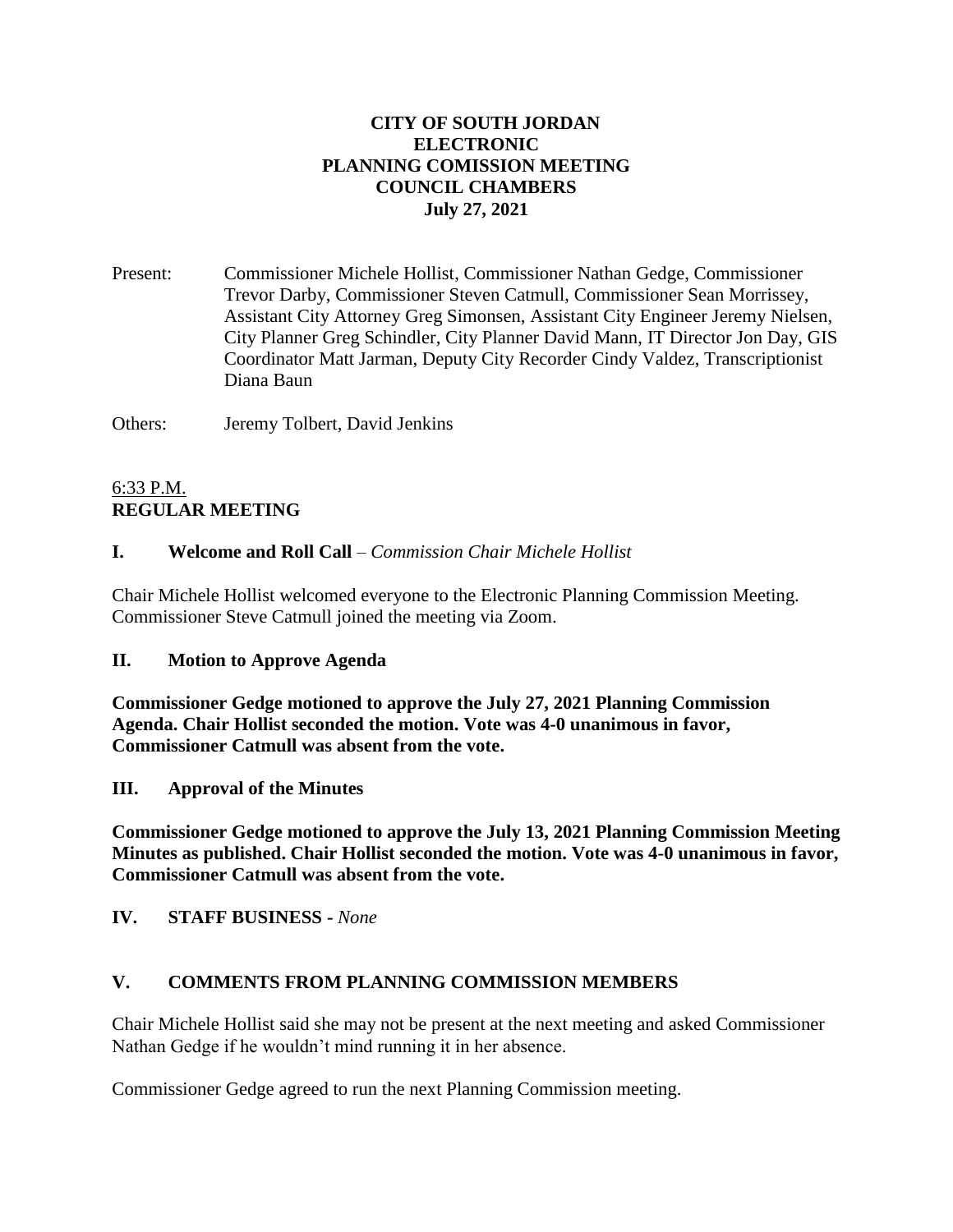**CITY OF SOUTH JORDAN**
**ELECTRONIC**
**PLANNING COMISSION MEETING**
**COUNCIL CHAMBERS**
**July 27, 2021**

Present: Commissioner Michele Hollist, Commissioner Nathan Gedge, Commissioner Trevor Darby, Commissioner Steven Catmull, Commissioner Sean Morrissey, Assistant City Attorney Greg Simonsen, Assistant City Engineer Jeremy Nielsen, City Planner Greg Schindler, City Planner David Mann, IT Director Jon Day, GIS Coordinator Matt Jarman, Deputy City Recorder Cindy Valdez, Transcriptionist Diana Baun

Others: Jeremy Tolbert, David Jenkins

6:33 P.M.
**REGULAR MEETING**

**I. Welcome and Roll Call** – *Commission Chair Michele Hollist*

Chair Michele Hollist welcomed everyone to the Electronic Planning Commission Meeting. Commissioner Steve Catmull joined the meeting via Zoom.

**II. Motion to Approve Agenda**

**Commissioner Gedge motioned to approve the July 27, 2021 Planning Commission Agenda. Chair Hollist seconded the motion. Vote was 4-0 unanimous in favor, Commissioner Catmull was absent from the vote.**

**III. Approval of the Minutes**

**Commissioner Gedge motioned to approve the July 13, 2021 Planning Commission Meeting Minutes as published. Chair Hollist seconded the motion. Vote was 4-0 unanimous in favor, Commissioner Catmull was absent from the vote.**

**IV. STAFF BUSINESS -** *None*

**V. COMMENTS FROM PLANNING COMMISSION MEMBERS**

Chair Michele Hollist said she may not be present at the next meeting and asked Commissioner Nathan Gedge if he wouldn't mind running it in her absence.

Commissioner Gedge agreed to run the next Planning Commission meeting.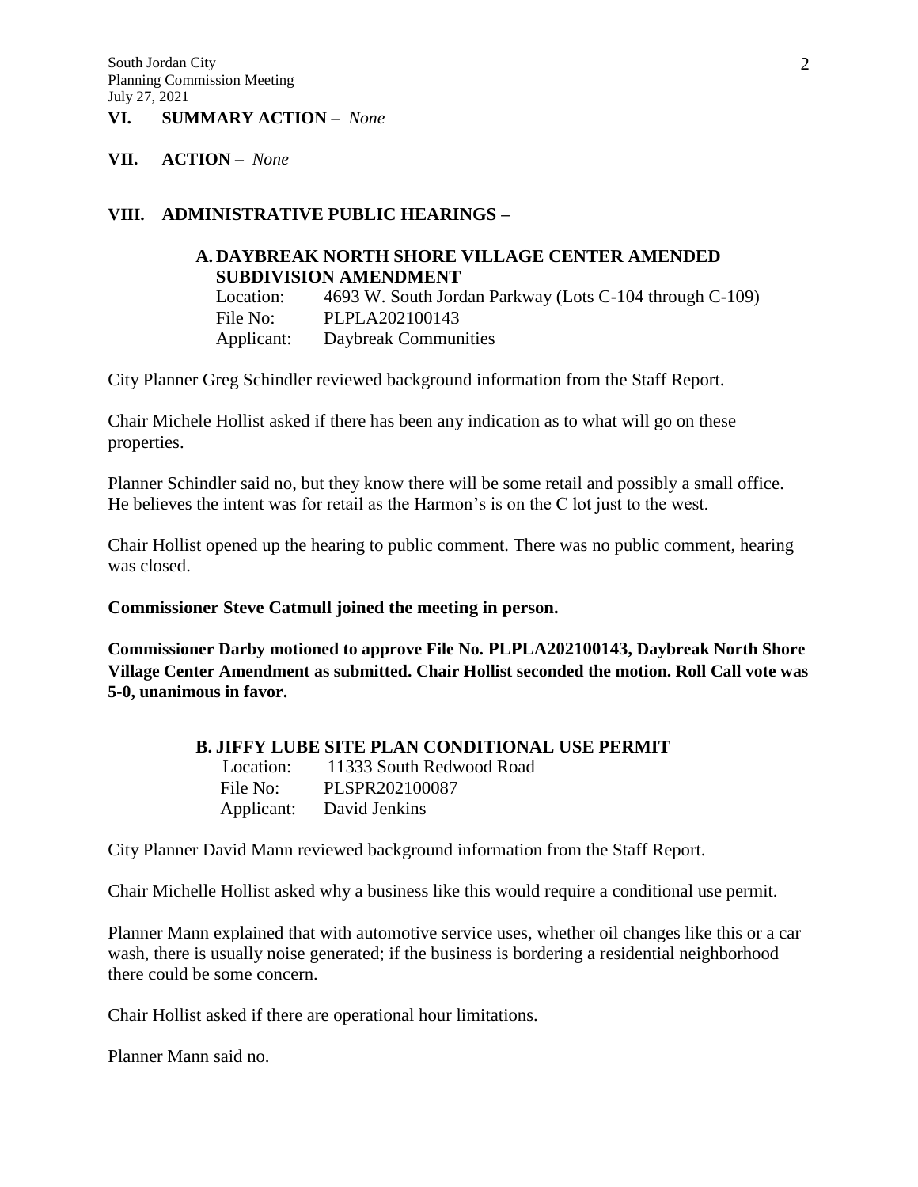## VI. SUMMARY ACTION – *None*

## VII. ACTION – *None*

## VIII. ADMINISTRATIVE PUBLIC HEARINGS –

### A. DAYBREAK NORTH SHORE VILLAGE CENTER AMENDED SUBDIVISION AMENDMENT

Location: 4693 W. South Jordan Parkway (Lots C-104 through C-109)
File No: PLPLA202100143
Applicant: Daybreak Communities

City Planner Greg Schindler reviewed background information from the Staff Report.

Chair Michele Hollist asked if there has been any indication as to what will go on these properties.

Planner Schindler said no, but they know there will be some retail and possibly a small office. He believes the intent was for retail as the Harmon's is on the C lot just to the west.

Chair Hollist opened up the hearing to public comment. There was no public comment, hearing was closed.

**Commissioner Steve Catmull joined the meeting in person.**

**Commissioner Darby motioned to approve File No. PLPLA202100143, Daybreak North Shore Village Center Amendment as submitted. Chair Hollist seconded the motion. Roll Call vote was 5-0, unanimous in favor.**

### B. JIFFY LUBE SITE PLAN CONDITIONAL USE PERMIT

Location: 11333 South Redwood Road
File No: PLSPR202100087
Applicant: David Jenkins

City Planner David Mann reviewed background information from the Staff Report.

Chair Michelle Hollist asked why a business like this would require a conditional use permit.

Planner Mann explained that with automotive service uses, whether oil changes like this or a car wash, there is usually noise generated; if the business is bordering a residential neighborhood there could be some concern.

Chair Hollist asked if there are operational hour limitations.

Planner Mann said no.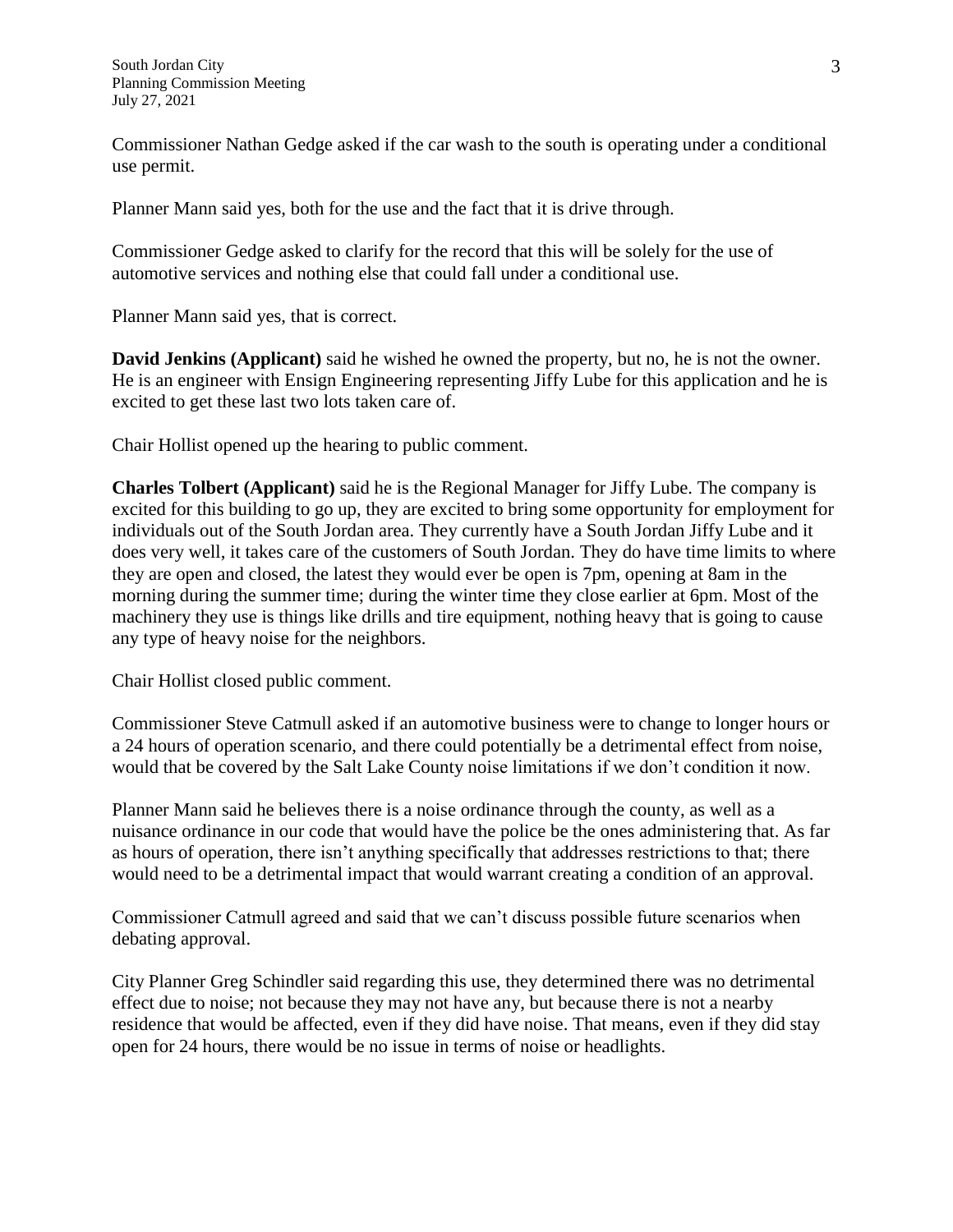Commissioner Nathan Gedge asked if the car wash to the south is operating under a conditional use permit.

Planner Mann said yes, both for the use and the fact that it is drive through.

Commissioner Gedge asked to clarify for the record that this will be solely for the use of automotive services and nothing else that could fall under a conditional use.

Planner Mann said yes, that is correct.

**David Jenkins (Applicant)** said he wished he owned the property, but no, he is not the owner. He is an engineer with Ensign Engineering representing Jiffy Lube for this application and he is excited to get these last two lots taken care of.

Chair Hollist opened up the hearing to public comment.

**Charles Tolbert (Applicant)** said he is the Regional Manager for Jiffy Lube. The company is excited for this building to go up, they are excited to bring some opportunity for employment for individuals out of the South Jordan area. They currently have a South Jordan Jiffy Lube and it does very well, it takes care of the customers of South Jordan. They do have time limits to where they are open and closed, the latest they would ever be open is 7pm, opening at 8am in the morning during the summer time; during the winter time they close earlier at 6pm. Most of the machinery they use is things like drills and tire equipment, nothing heavy that is going to cause any type of heavy noise for the neighbors.

Chair Hollist closed public comment.

Commissioner Steve Catmull asked if an automotive business were to change to longer hours or a 24 hours of operation scenario, and there could potentially be a detrimental effect from noise, would that be covered by the Salt Lake County noise limitations if we don't condition it now.

Planner Mann said he believes there is a noise ordinance through the county, as well as a nuisance ordinance in our code that would have the police be the ones administering that. As far as hours of operation, there isn't anything specifically that addresses restrictions to that; there would need to be a detrimental impact that would warrant creating a condition of an approval.

Commissioner Catmull agreed and said that we can't discuss possible future scenarios when debating approval.

City Planner Greg Schindler said regarding this use, they determined there was no detrimental effect due to noise; not because they may not have any, but because there is not a nearby residence that would be affected, even if they did have noise. That means, even if they did stay open for 24 hours, there would be no issue in terms of noise or headlights.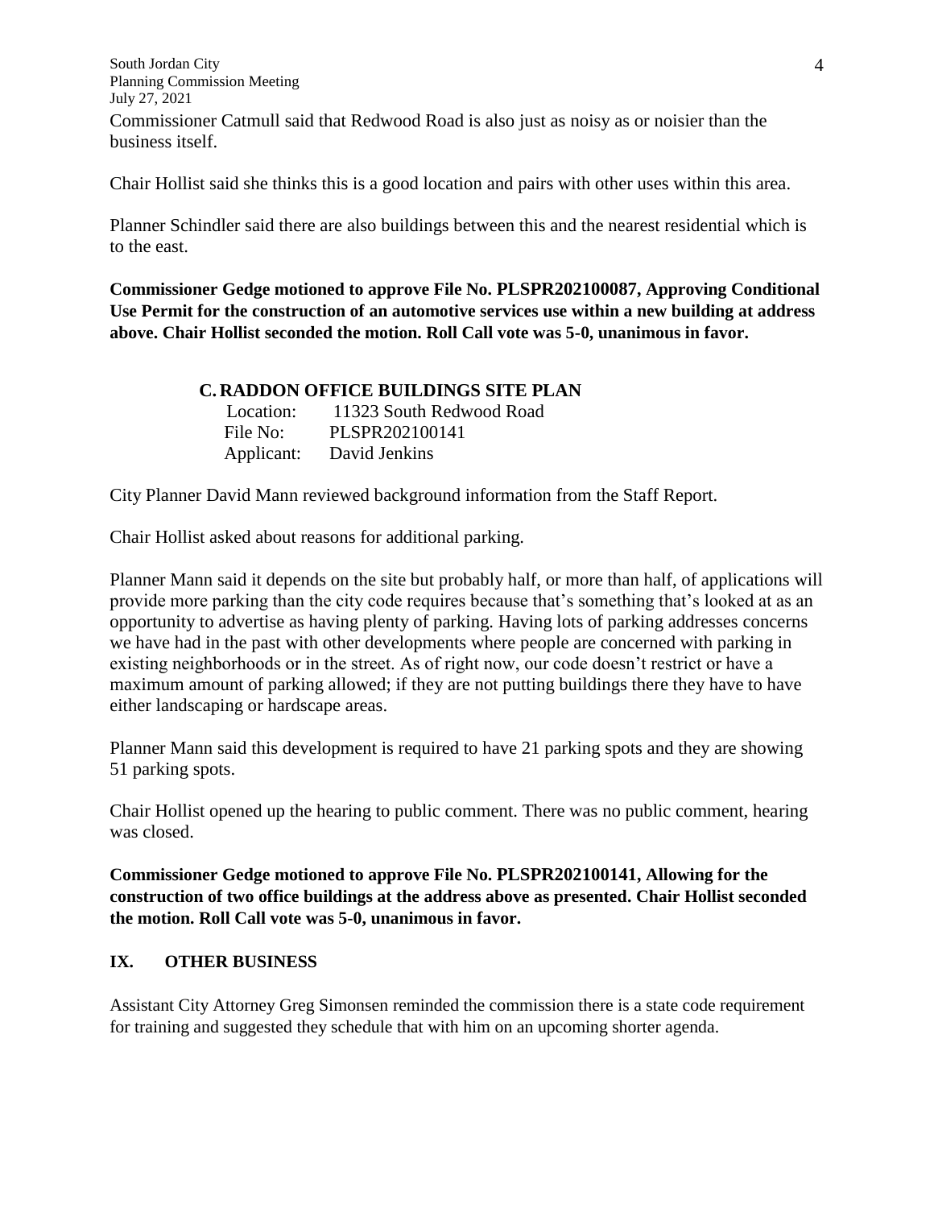Commissioner Catmull said that Redwood Road is also just as noisy as or noisier than the business itself.

Chair Hollist said she thinks this is a good location and pairs with other uses within this area.

Planner Schindler said there are also buildings between this and the nearest residential which is to the east.

**Commissioner Gedge motioned to approve File No. PLSPR202100087, Approving Conditional Use Permit for the construction of an automotive services use within a new building at address above. Chair Hollist seconded the motion. Roll Call vote was 5-0, unanimous in favor.**

### C. RADDON OFFICE BUILDINGS SITE PLAN

Location: 11323 South Redwood Road
File No: PLSPR202100141
Applicant: David Jenkins

City Planner David Mann reviewed background information from the Staff Report.

Chair Hollist asked about reasons for additional parking.

Planner Mann said it depends on the site but probably half, or more than half, of applications will provide more parking than the city code requires because that's something that's looked at as an opportunity to advertise as having plenty of parking. Having lots of parking addresses concerns we have had in the past with other developments where people are concerned with parking in existing neighborhoods or in the street. As of right now, our code doesn't restrict or have a maximum amount of parking allowed; if they are not putting buildings there they have to have either landscaping or hardscape areas.

Planner Mann said this development is required to have 21 parking spots and they are showing 51 parking spots.

Chair Hollist opened up the hearing to public comment. There was no public comment, hearing was closed.

**Commissioner Gedge motioned to approve File No. PLSPR202100141, Allowing for the construction of two office buildings at the address above as presented. Chair Hollist seconded the motion. Roll Call vote was 5-0, unanimous in favor.**

## IX. OTHER BUSINESS

Assistant City Attorney Greg Simonsen reminded the commission there is a state code requirement for training and suggested they schedule that with him on an upcoming shorter agenda.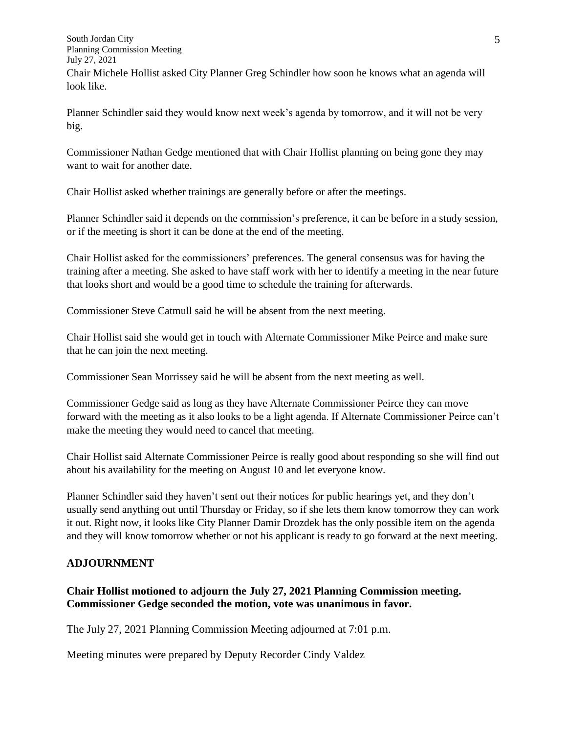Chair Michele Hollist asked City Planner Greg Schindler how soon he knows what an agenda will look like.

Planner Schindler said they would know next week's agenda by tomorrow, and it will not be very big.

Commissioner Nathan Gedge mentioned that with Chair Hollist planning on being gone they may want to wait for another date.

Chair Hollist asked whether trainings are generally before or after the meetings.

Planner Schindler said it depends on the commission's preference, it can be before in a study session, or if the meeting is short it can be done at the end of the meeting.

Chair Hollist asked for the commissioners' preferences. The general consensus was for having the training after a meeting. She asked to have staff work with her to identify a meeting in the near future that looks short and would be a good time to schedule the training for afterwards.

Commissioner Steve Catmull said he will be absent from the next meeting.

Chair Hollist said she would get in touch with Alternate Commissioner Mike Peirce and make sure that he can join the next meeting.

Commissioner Sean Morrissey said he will be absent from the next meeting as well.

Commissioner Gedge said as long as they have Alternate Commissioner Peirce they can move forward with the meeting as it also looks to be a light agenda. If Alternate Commissioner Peirce can't make the meeting they would need to cancel that meeting.

Chair Hollist said Alternate Commissioner Peirce is really good about responding so she will find out about his availability for the meeting on August 10 and let everyone know.

Planner Schindler said they haven't sent out their notices for public hearings yet, and they don't usually send anything out until Thursday or Friday, so if she lets them know tomorrow they can work it out. Right now, it looks like City Planner Damir Drozdek has the only possible item on the agenda and they will know tomorrow whether or not his applicant is ready to go forward at the next meeting.

## ADJOURNMENT

**Chair Hollist motioned to adjourn the July 27, 2021 Planning Commission meeting. Commissioner Gedge seconded the motion, vote was unanimous in favor.**

The July 27, 2021 Planning Commission Meeting adjourned at 7:01 p.m.

Meeting minutes were prepared by Deputy Recorder Cindy Valdez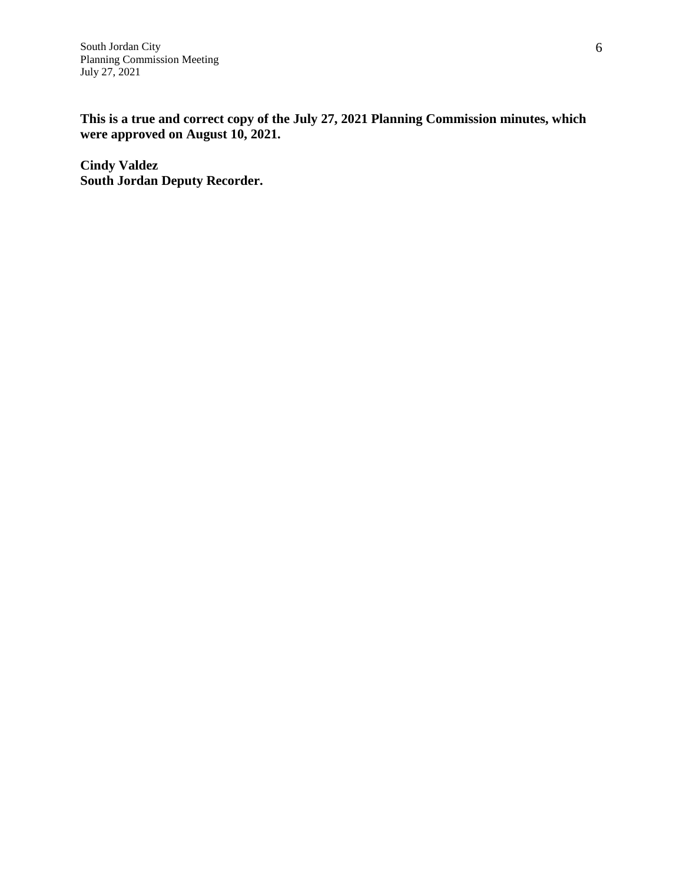**This is a true and correct copy of the July 27, 2021 Planning Commission minutes, which were approved on August 10, 2021.**

**Cindy Valdez**
**South Jordan Deputy Recorder.**